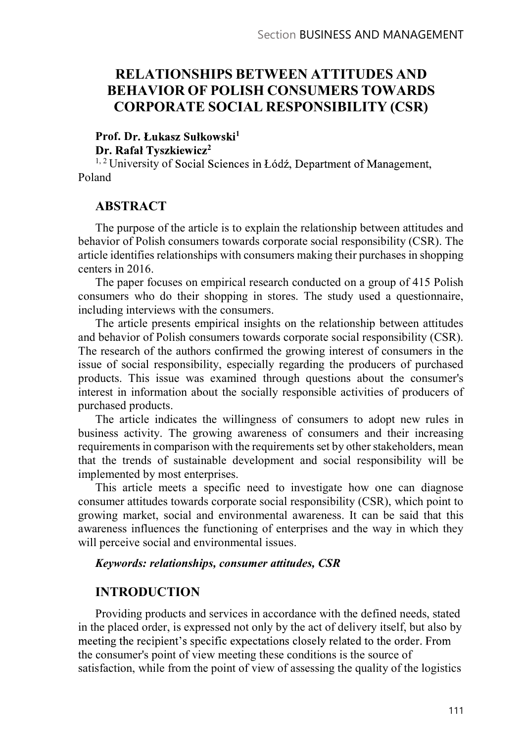# RELATIONSHIPS BETWEEN ATTITUDES AND BEHAVIOR OF POLISH CONSUMERS TOWARDS CORPORATE SOCIAL RESPONSIBILITY (CSR)

**Prof. Dr. Łukasz Sułkowski**[1]
**Dr. Rafał Tyszkiewicz**[2]
[1, 2] University of Social Sciences in Łódź, Department of Management, Poland

## ABSTRACT

The purpose of the article is to explain the relationship between attitudes and behavior of Polish consumers towards corporate social responsibility (CSR). The article identifies relationships with consumers making their purchases in shopping centers in 2016.

The paper focuses on empirical research conducted on a group of 415 Polish consumers who do their shopping in stores. The study used a questionnaire, including interviews with the consumers.

The article presents empirical insights on the relationship between attitudes and behavior of Polish consumers towards corporate social responsibility (CSR). The research of the authors confirmed the growing interest of consumers in the issue of social responsibility, especially regarding the producers of purchased products. This issue was examined through questions about the consumer's interest in information about the socially responsible activities of producers of purchased products.

The article indicates the willingness of consumers to adopt new rules in business activity. The growing awareness of consumers and their increasing requirements in comparison with the requirements set by other stakeholders, mean that the trends of sustainable development and social responsibility will be implemented by most enterprises.

This article meets a specific need to investigate how one can diagnose consumer attitudes towards corporate social responsibility (CSR), which point to growing market, social and environmental awareness. It can be said that this awareness influences the functioning of enterprises and the way in which they will perceive social and environmental issues.

***Keywords: relationships, consumer attitudes, CSR***

## INTRODUCTION

Providing products and services in accordance with the defined needs, stated in the placed order, is expressed not only by the act of delivery itself, but also by meeting the recipient's specific expectations closely related to the order. From the consumer's point of view meeting these conditions is the source of satisfaction, while from the point of view of assessing the quality of the logistics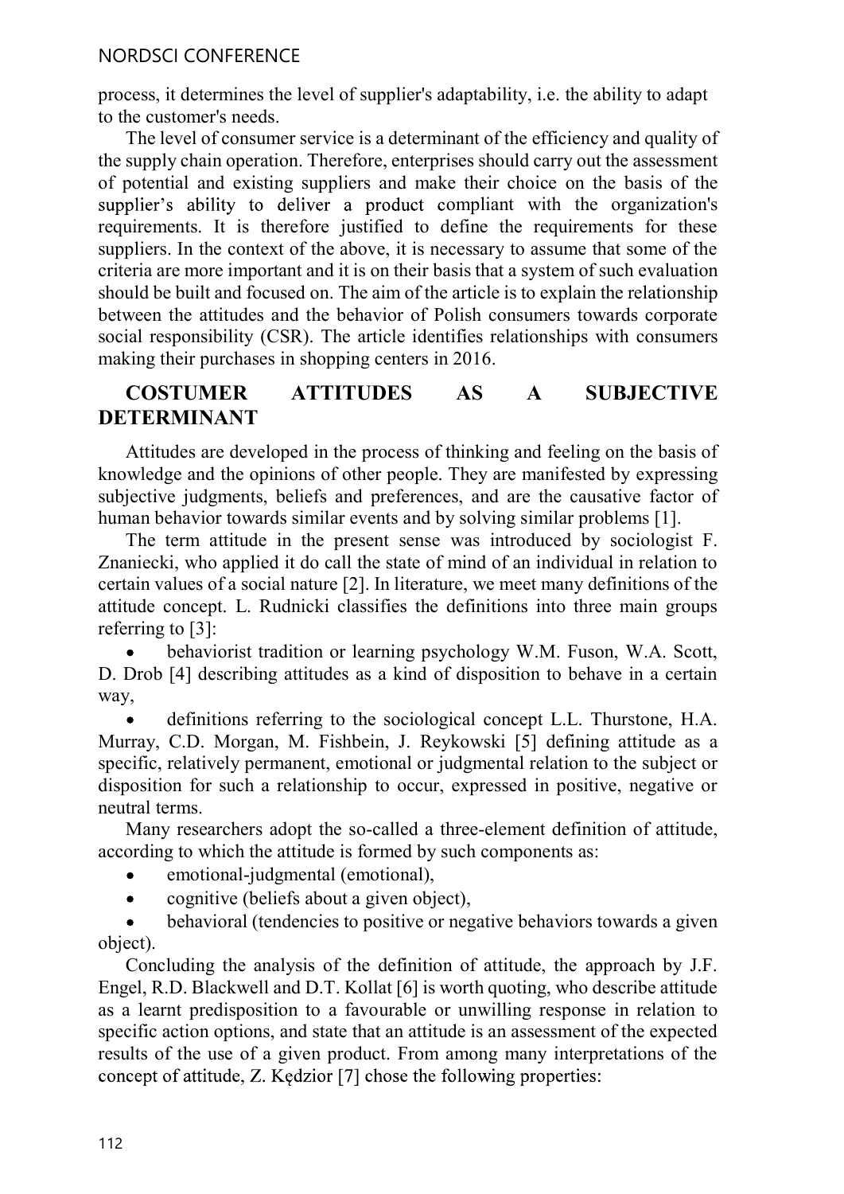process, it determines the level of supplier's adaptability, i.e. the ability to adapt to the customer's needs.

The level of consumer service is a determinant of the efficiency and quality of the supply chain operation. Therefore, enterprises should carry out the assessment of potential and existing suppliers and make their choice on the basis of the supplier's ability to deliver a product compliant with the organization's requirements. It is therefore justified to define the requirements for these suppliers. In the context of the above, it is necessary to assume that some of the criteria are more important and it is on their basis that a system of such evaluation should be built and focused on. The aim of the article is to explain the relationship between the attitudes and the behavior of Polish consumers towards corporate social responsibility (CSR). The article identifies relationships with consumers making their purchases in shopping centers in 2016.

## COSTUMER ATTITUDES AS A SUBJECTIVE DETERMINANT

Attitudes are developed in the process of thinking and feeling on the basis of knowledge and the opinions of other people. They are manifested by expressing subjective judgments, beliefs and preferences, and are the causative factor of human behavior towards similar events and by solving similar problems [1].

The term attitude in the present sense was introduced by sociologist F. Znaniecki, who applied it do call the state of mind of an individual in relation to certain values of a social nature [2]. In literature, we meet many definitions of the attitude concept. L. Rudnicki classifies the definitions into three main groups referring to [3]:

- behaviorist tradition or learning psychology W.M. Fuson, W.A. Scott, D. Drob [4] describing attitudes as a kind of disposition to behave in a certain way,
- definitions referring to the sociological concept L.L. Thurstone, H.A. Murray, C.D. Morgan, M. Fishbein, J. Reykowski [5] defining attitude as a specific, relatively permanent, emotional or judgmental relation to the subject or disposition for such a relationship to occur, expressed in positive, negative or neutral terms.

Many researchers adopt the so-called a three-element definition of attitude, according to which the attitude is formed by such components as:

- emotional-judgmental (emotional),
- cognitive (beliefs about a given object),
- behavioral (tendencies to positive or negative behaviors towards a given object).

Concluding the analysis of the definition of attitude, the approach by J.F. Engel, R.D. Blackwell and D.T. Kollat [6] is worth quoting, who describe attitude as a learnt predisposition to a favourable or unwilling response in relation to specific action options, and state that an attitude is an assessment of the expected results of the use of a given product. From among many interpretations of the concept of attitude, Z. Kędzior [7] chose the following properties: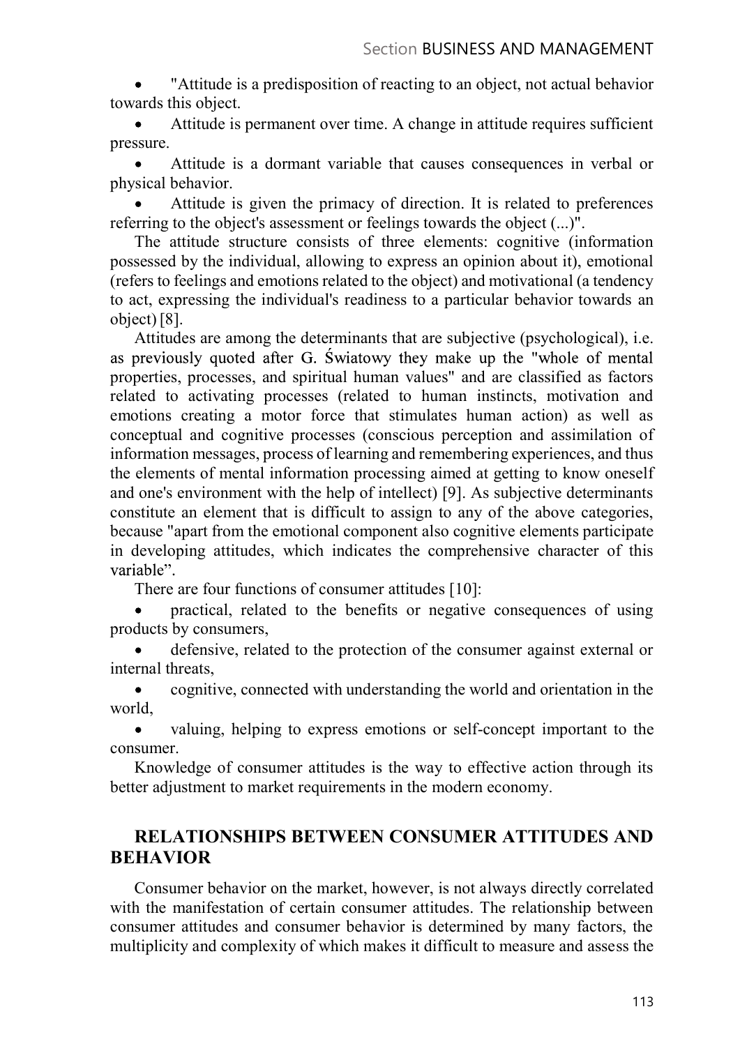- "Attitude is a predisposition of reacting to an object, not actual behavior towards this object.
- Attitude is permanent over time. A change in attitude requires sufficient pressure.
- Attitude is a dormant variable that causes consequences in verbal or physical behavior.
- Attitude is given the primacy of direction. It is related to preferences referring to the object's assessment or feelings towards the object (...)".

The attitude structure consists of three elements: cognitive (information possessed by the individual, allowing to express an opinion about it), emotional (refers to feelings and emotions related to the object) and motivational (a tendency to act, expressing the individual's readiness to a particular behavior towards an object) [8].

Attitudes are among the determinants that are subjective (psychological), i.e. as previously quoted after G. Światowy they make up the "whole of mental properties, processes, and spiritual human values" and are classified as factors related to activating processes (related to human instincts, motivation and emotions creating a motor force that stimulates human action) as well as conceptual and cognitive processes (conscious perception and assimilation of information messages, process of learning and remembering experiences, and thus the elements of mental information processing aimed at getting to know oneself and one's environment with the help of intellect) [9]. As subjective determinants constitute an element that is difficult to assign to any of the above categories, because "apart from the emotional component also cognitive elements participate in developing attitudes, which indicates the comprehensive character of this variable".

There are four functions of consumer attitudes [10]:

- practical, related to the benefits or negative consequences of using products by consumers,
- defensive, related to the protection of the consumer against external or internal threats,
- cognitive, connected with understanding the world and orientation in the world,
- valuing, helping to express emotions or self-concept important to the consumer.

Knowledge of consumer attitudes is the way to effective action through its better adjustment to market requirements in the modern economy.

## RELATIONSHIPS BETWEEN CONSUMER ATTITUDES AND BEHAVIOR

Consumer behavior on the market, however, is not always directly correlated with the manifestation of certain consumer attitudes. The relationship between consumer attitudes and consumer behavior is determined by many factors, the multiplicity and complexity of which makes it difficult to measure and assess the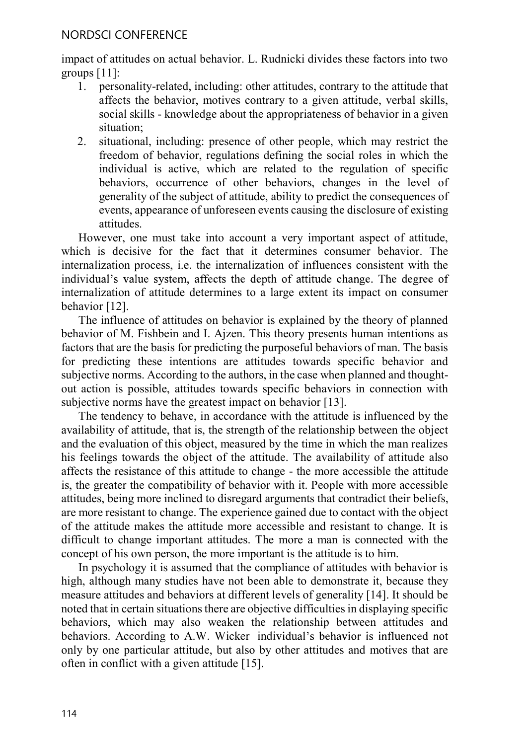impact of attitudes on actual behavior. L. Rudnicki divides these factors into two groups [11]:

1. personality-related, including: other attitudes, contrary to the attitude that affects the behavior, motives contrary to a given attitude, verbal skills, social skills - knowledge about the appropriateness of behavior in a given situation;
2. situational, including: presence of other people, which may restrict the freedom of behavior, regulations defining the social roles in which the individual is active, which are related to the regulation of specific behaviors, occurrence of other behaviors, changes in the level of generality of the subject of attitude, ability to predict the consequences of events, appearance of unforeseen events causing the disclosure of existing attitudes.

However, one must take into account a very important aspect of attitude, which is decisive for the fact that it determines consumer behavior. The internalization process, i.e. the internalization of influences consistent with the individual's value system, affects the depth of attitude change. The degree of internalization of attitude determines to a large extent its impact on consumer behavior [12].

The influence of attitudes on behavior is explained by the theory of planned behavior of M. Fishbein and I. Ajzen. This theory presents human intentions as factors that are the basis for predicting the purposeful behaviors of man. The basis for predicting these intentions are attitudes towards specific behavior and subjective norms. According to the authors, in the case when planned and thought-out action is possible, attitudes towards specific behaviors in connection with subjective norms have the greatest impact on behavior [13].

The tendency to behave, in accordance with the attitude is influenced by the availability of attitude, that is, the strength of the relationship between the object and the evaluation of this object, measured by the time in which the man realizes his feelings towards the object of the attitude. The availability of attitude also affects the resistance of this attitude to change - the more accessible the attitude is, the greater the compatibility of behavior with it. People with more accessible attitudes, being more inclined to disregard arguments that contradict their beliefs, are more resistant to change. The experience gained due to contact with the object of the attitude makes the attitude more accessible and resistant to change. It is difficult to change important attitudes. The more a man is connected with the concept of his own person, the more important is the attitude is to him.

In psychology it is assumed that the compliance of attitudes with behavior is high, although many studies have not been able to demonstrate it, because they measure attitudes and behaviors at different levels of generality [14]. It should be noted that in certain situations there are objective difficulties in displaying specific behaviors, which may also weaken the relationship between attitudes and behaviors. According to A.W. Wicker individual's behavior is influenced not only by one particular attitude, but also by other attitudes and motives that are often in conflict with a given attitude [15].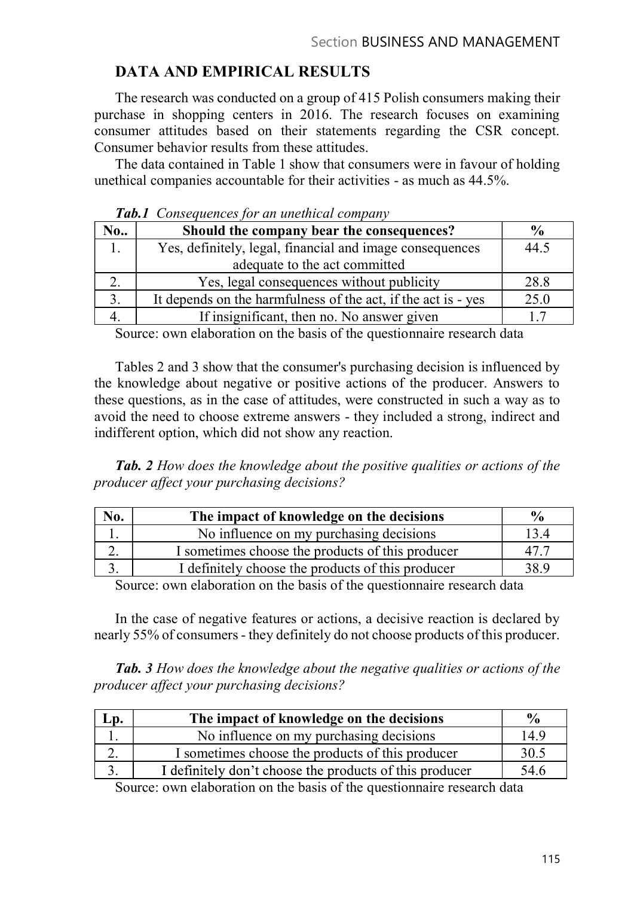## DATA AND EMPIRICAL RESULTS

The research was conducted on a group of 415 Polish consumers making their purchase in shopping centers in 2016. The research focuses on examining consumer attitudes based on their statements regarding the CSR concept. Consumer behavior results from these attitudes.

The data contained in Table 1 show that consumers were in favour of holding unethical companies accountable for their activities - as much as 44.5%.

***Tab.1*** *Consequences for an unethical company*

| No.. | Should the company bear the consequences? | % |
|---|---|---|
| 1. | Yes, definitely, legal, financial and image consequences adequate to the act committed | 44.5 |
| 2. | Yes, legal consequences without publicity | 28.8 |
| 3. | It depends on the harmfulness of the act, if the act is - yes | 25.0 |
| 4. | If insignificant, then no. No answer given | 1.7 |

Source: own elaboration on the basis of the questionnaire research data

Tables 2 and 3 show that the consumer's purchasing decision is influenced by the knowledge about negative or positive actions of the producer. Answers to these questions, as in the case of attitudes, were constructed in such a way as to avoid the need to choose extreme answers - they included a strong, indirect and indifferent option, which did not show any reaction.

***Tab. 2*** *How does the knowledge about the positive qualities or actions of the producer affect your purchasing decisions?*

| No. | The impact of knowledge on the decisions | % |
|---|---|---|
| 1. | No influence on my purchasing decisions | 13.4 |
| 2. | I sometimes choose the products of this producer | 47.7 |
| 3. | I definitely choose the products of this producer | 38.9 |

Source: own elaboration on the basis of the questionnaire research data

In the case of negative features or actions, a decisive reaction is declared by nearly 55% of consumers - they definitely do not choose products of this producer.

***Tab. 3*** *How does the knowledge about the negative qualities or actions of the producer affect your purchasing decisions?*

| Lp. | The impact of knowledge on the decisions | % |
|---|---|---|
| 1. | No influence on my purchasing decisions | 14.9 |
| 2. | I sometimes choose the products of this producer | 30.5 |
| 3. | I definitely don't choose the products of this producer | 54.6 |

Source: own elaboration on the basis of the questionnaire research data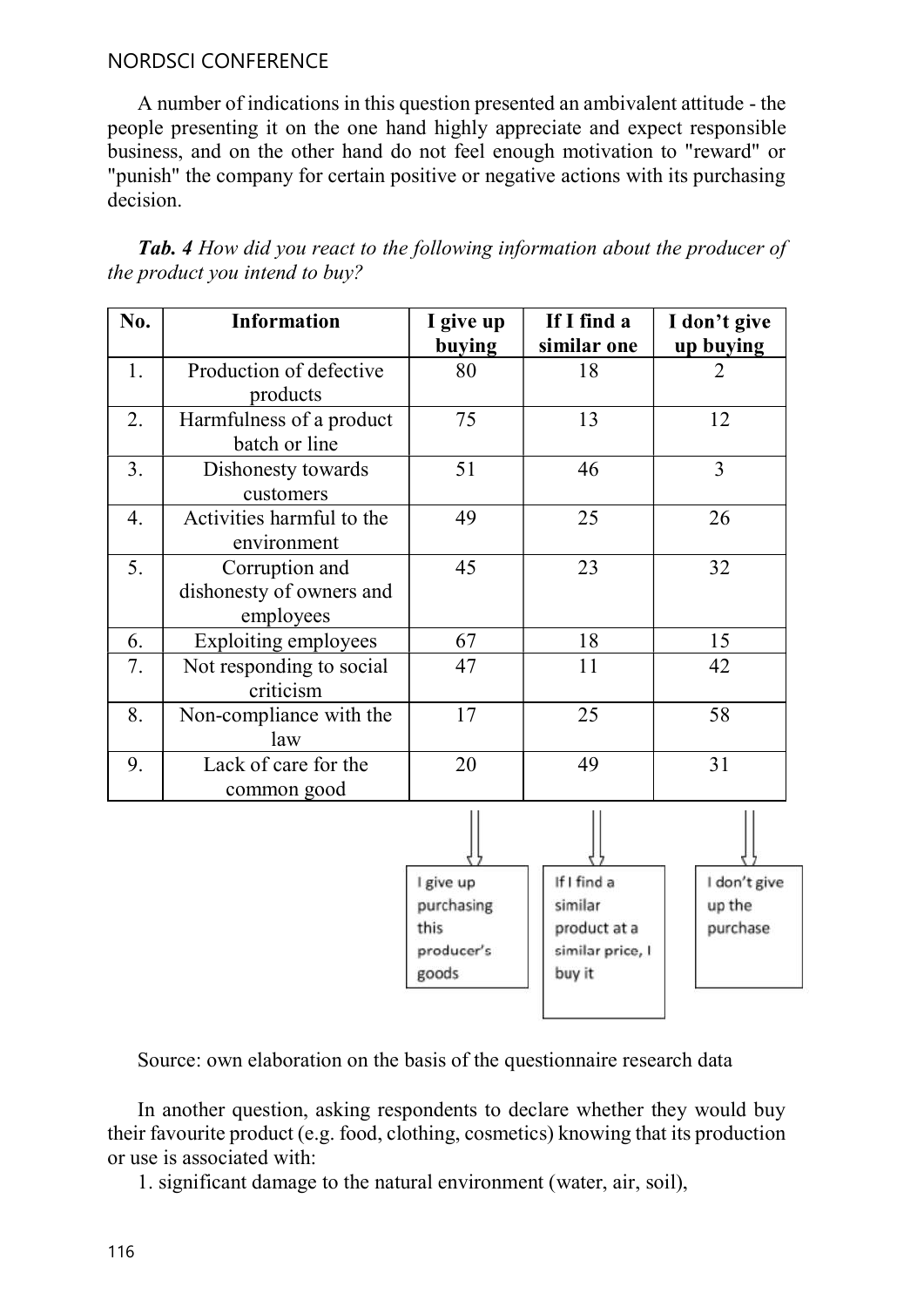A number of indications in this question presented an ambivalent attitude - the people presenting it on the one hand highly appreciate and expect responsible business, and on the other hand do not feel enough motivation to "reward" or "punish" the company for certain positive or negative actions with its purchasing decision.

***Tab. 4*** *How did you react to the following information about the producer of the product you intend to buy?*

| No. | Information | I give up buying | If I find a similar one | I don't give up buying |
|---|---|---|---|---|
| 1. | Production of defective products | 80 | 18 | 2 |
| 2. | Harmfulness of a product batch or line | 75 | 13 | 12 |
| 3. | Dishonesty towards customers | 51 | 46 | 3 |
| 4. | Activities harmful to the environment | 49 | 25 | 26 |
| 5. | Corruption and dishonesty of owners and employees | 45 | 23 | 32 |
| 6. | Exploiting employees | 67 | 18 | 15 |
| 7. | Not responding to social criticism | 47 | 11 | 42 |
| 8. | Non-compliance with the law | 17 | 25 | 58 |
| 9. | Lack of care for the common good | 20 | 49 | 31 |

I give up purchasing this producer's goods | If I find a similar product at a similar price, I buy it | I don't give up the purchase

Source: own elaboration on the basis of the questionnaire research data

In another question, asking respondents to declare whether they would buy their favourite product (e.g. food, clothing, cosmetics) knowing that its production or use is associated with:

1. significant damage to the natural environment (water, air, soil),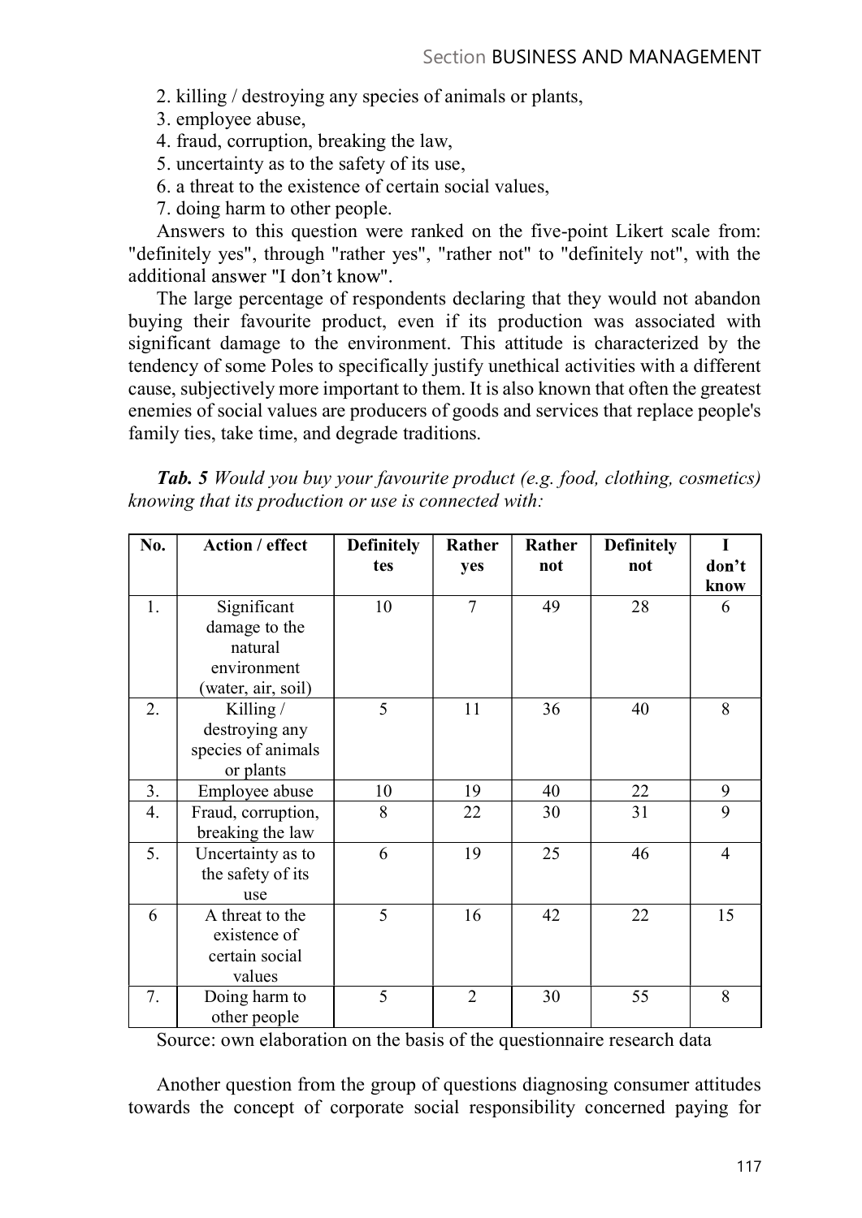2. killing / destroying any species of animals or plants,
3. employee abuse,
4. fraud, corruption, breaking the law,
5. uncertainty as to the safety of its use,
6. a threat to the existence of certain social values,
7. doing harm to other people.

Answers to this question were ranked on the five-point Likert scale from: "definitely yes", through "rather yes", "rather not" to "definitely not", with the additional answer "I don't know".

The large percentage of respondents declaring that they would not abandon buying their favourite product, even if its production was associated with significant damage to the environment. This attitude is characterized by the tendency of some Poles to specifically justify unethical activities with a different cause, subjectively more important to them. It is also known that often the greatest enemies of social values are producers of goods and services that replace people's family ties, take time, and degrade traditions.

***Tab. 5** Would you buy your favourite product (e.g. food, clothing, cosmetics) knowing that its production or use is connected with:*

| No. | Action / effect | Definitely tes | Rather yes | Rather not | Definitely not | I don't know |
|---|---|---|---|---|---|---|
| 1. | Significant damage to the natural environment (water, air, soil) | 10 | 7 | 49 | 28 | 6 |
| 2. | Killing / destroying any species of animals or plants | 5 | 11 | 36 | 40 | 8 |
| 3. | Employee abuse | 10 | 19 | 40 | 22 | 9 |
| 4. | Fraud, corruption, breaking the law | 8 | 22 | 30 | 31 | 9 |
| 5. | Uncertainty as to the safety of its use | 6 | 19 | 25 | 46 | 4 |
| 6 | A threat to the existence of certain social values | 5 | 16 | 42 | 22 | 15 |
| 7. | Doing harm to other people | 5 | 2 | 30 | 55 | 8 |

Source: own elaboration on the basis of the questionnaire research data

Another question from the group of questions diagnosing consumer attitudes towards the concept of corporate social responsibility concerned paying for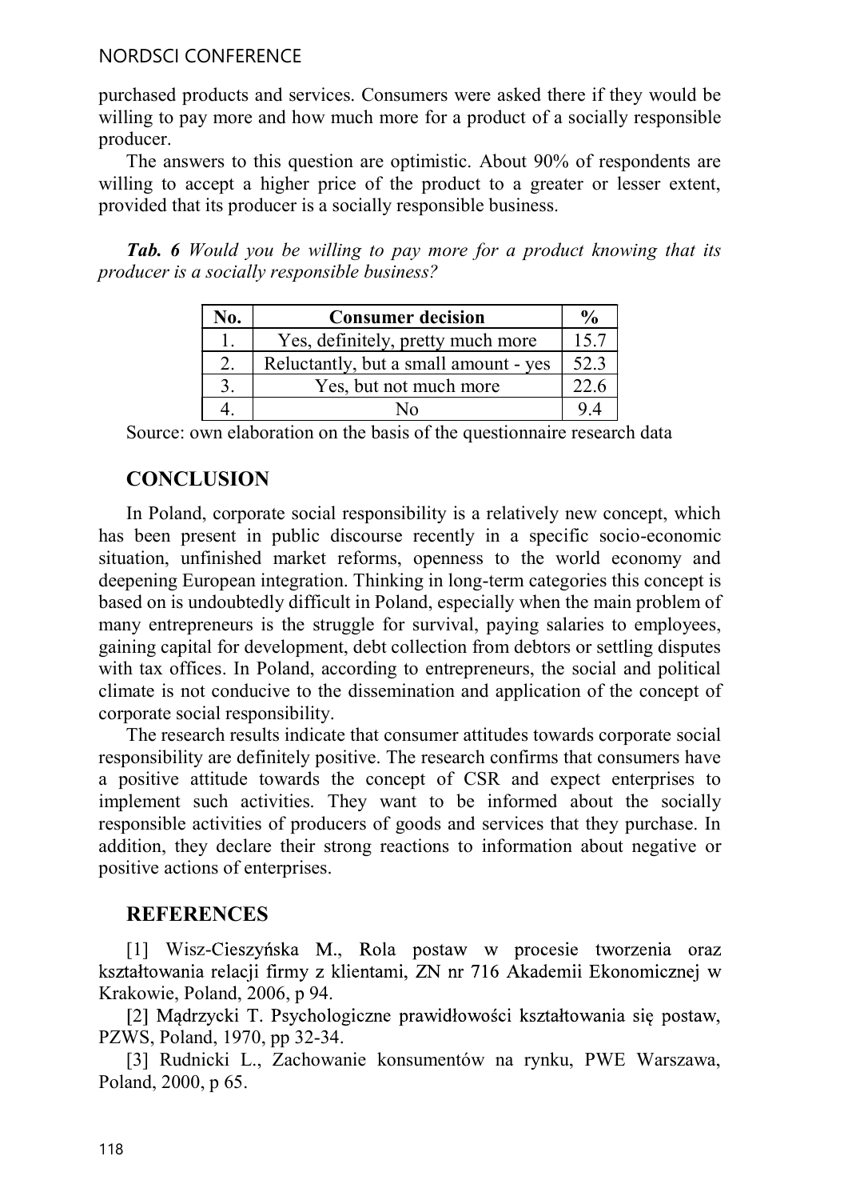purchased products and services. Consumers were asked there if they would be willing to pay more and how much more for a product of a socially responsible producer.

The answers to this question are optimistic. About 90% of respondents are willing to accept a higher price of the product to a greater or lesser extent, provided that its producer is a socially responsible business.

***Tab. 6*** *Would you be willing to pay more for a product knowing that its producer is a socially responsible business?*

| No. | Consumer decision | % |
|---|---|---|
| 1. | Yes, definitely, pretty much more | 15.7 |
| 2. | Reluctantly, but a small amount - yes | 52.3 |
| 3. | Yes, but not much more | 22.6 |
| 4. | No | 9.4 |

Source: own elaboration on the basis of the questionnaire research data

## CONCLUSION

In Poland, corporate social responsibility is a relatively new concept, which has been present in public discourse recently in a specific socio-economic situation, unfinished market reforms, openness to the world economy and deepening European integration. Thinking in long-term categories this concept is based on is undoubtedly difficult in Poland, especially when the main problem of many entrepreneurs is the struggle for survival, paying salaries to employees, gaining capital for development, debt collection from debtors or settling disputes with tax offices. In Poland, according to entrepreneurs, the social and political climate is not conducive to the dissemination and application of the concept of corporate social responsibility.

The research results indicate that consumer attitudes towards corporate social responsibility are definitely positive. The research confirms that consumers have a positive attitude towards the concept of CSR and expect enterprises to implement such activities. They want to be informed about the socially responsible activities of producers of goods and services that they purchase. In addition, they declare their strong reactions to information about negative or positive actions of enterprises.

## REFERENCES

[1] Wisz-Cieszyńska M., Rola postaw w procesie tworzenia oraz kształtowania relacji firmy z klientami, ZN nr 716 Akademii Ekonomicznej w Krakowie, Poland, 2006, p 94.

[2] Mądrzycki T. Psychologiczne prawidłowości kształtowania się postaw, PZWS, Poland, 1970, pp 32-34.

[3] Rudnicki L., Zachowanie konsumentów na rynku, PWE Warszawa, Poland, 2000, p 65.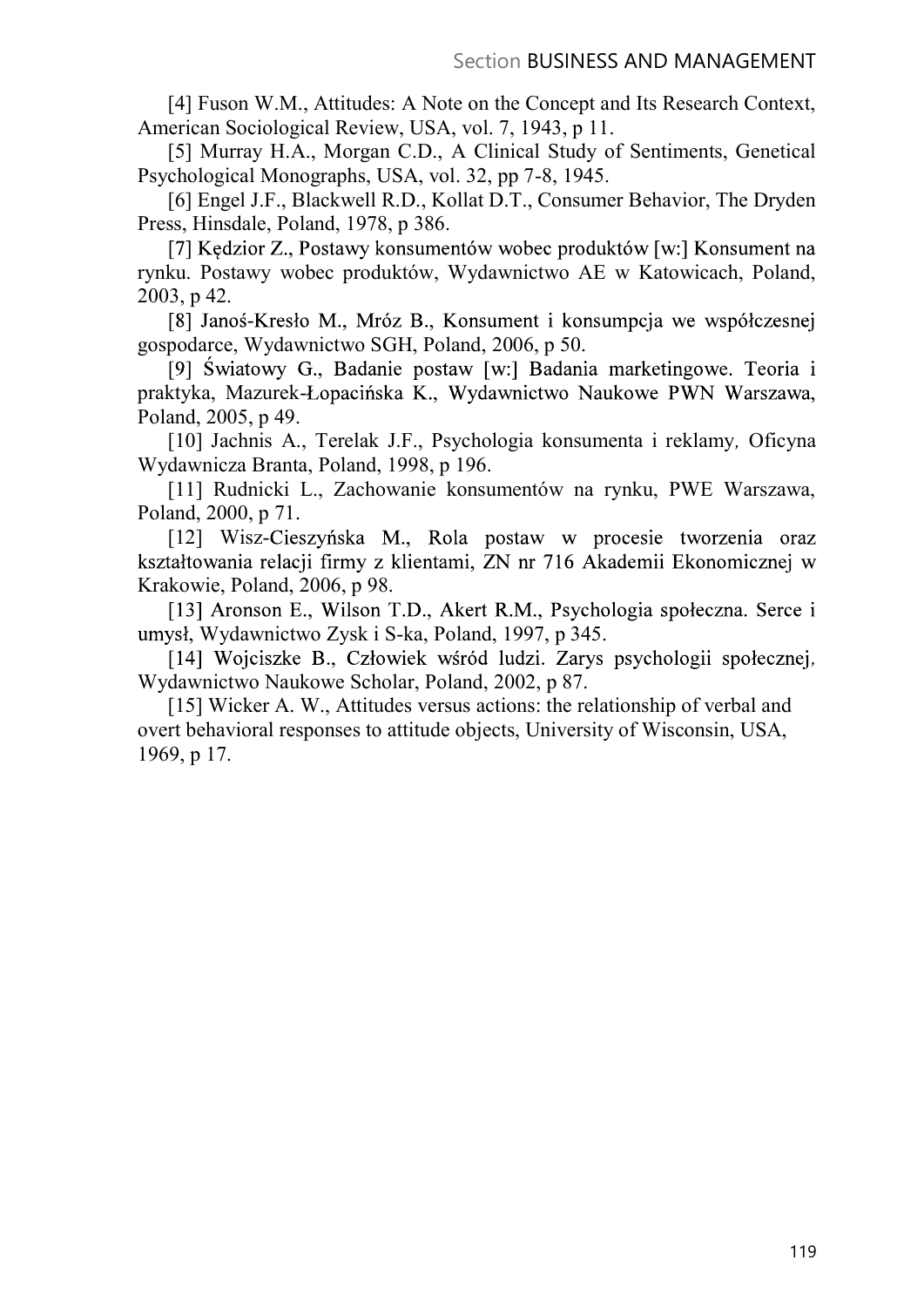[4] Fuson W.M., Attitudes: A Note on the Concept and Its Research Context, American Sociological Review, USA, vol. 7, 1943, p 11.

[5] Murray H.A., Morgan C.D., A Clinical Study of Sentiments, Genetical Psychological Monographs, USA, vol. 32, pp 7-8, 1945.

[6] Engel J.F., Blackwell R.D., Kollat D.T., Consumer Behavior, The Dryden Press, Hinsdale, Poland, 1978, p 386.

[7] Kędzior Z., Postawy konsumentów wobec produktów [w:] Konsument na rynku. Postawy wobec produktów, Wydawnictwo AE w Katowicach, Poland, 2003, p 42.

[8] Janoś-Kresło M., Mróz B., Konsument i konsumpcja we współczesnej gospodarce, Wydawnictwo SGH, Poland, 2006, p 50.

[9] Światowy G., Badanie postaw [w:] Badania marketingowe. Teoria i praktyka, Mazurek-Łopacińska K., Wydawnictwo Naukowe PWN Warszawa, Poland, 2005, p 49.

[10] Jachnis A., Terelak J.F., Psychologia konsumenta i reklamy, Oficyna Wydawnicza Branta, Poland, 1998, p 196.

[11] Rudnicki L., Zachowanie konsumentów na rynku, PWE Warszawa, Poland, 2000, p 71.

[12] Wisz-Cieszyńska M., Rola postaw w procesie tworzenia oraz kształtowania relacji firmy z klientami, ZN nr 716 Akademii Ekonomicznej w Krakowie, Poland, 2006, p 98.

[13] Aronson E., Wilson T.D., Akert R.M., Psychologia społeczna. Serce i umysł, Wydawnictwo Zysk i S-ka, Poland, 1997, p 345.

[14] Wojciszke B., Człowiek wśród ludzi. Zarys psychologii społecznej, Wydawnictwo Naukowe Scholar, Poland, 2002, p 87.

[15] Wicker A. W., Attitudes versus actions: the relationship of verbal and overt behavioral responses to attitude objects, University of Wisconsin, USA, 1969, p 17.